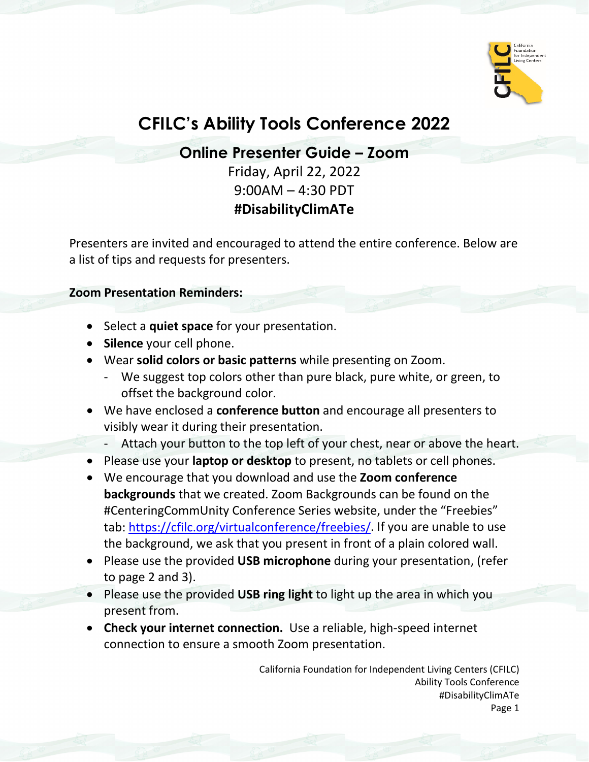# CFILC's Ability Tools Conference 2022

## Online Presenter Guide – Zoom

Friday, April 22, 2022
9:00AM – 4:30 PDT
**#DisabilityClimATe**

Presenters are invited and encouraged to attend the entire conference. Below are a list of tips and requests for presenters.

**Zoom Presentation Reminders:**

- Select a **quiet space** for your presentation.
- **Silence** your cell phone.
- Wear **solid colors or basic patterns** while presenting on Zoom.
  - We suggest top colors other than pure black, pure white, or green, to offset the background color.
- We have enclosed a **conference button** and encourage all presenters to visibly wear it during their presentation.
  - Attach your button to the top left of your chest, near or above the heart.
- Please use your **laptop or desktop** to present, no tablets or cell phones.
- We encourage that you download and use the **Zoom conference backgrounds** that we created. Zoom Backgrounds can be found on the #CenteringCommUnity Conference Series website, under the "Freebies" tab: [https://cfilc.org/virtualconference/freebies/](https://cfilc.org/virtualconference/freebies/). If you are unable to use the background, we ask that you present in front of a plain colored wall.
- Please use the provided **USB microphone** during your presentation, (refer to page 2 and 3).
- Please use the provided **USB ring light** to light up the area in which you present from.
- **Check your internet connection.** Use a reliable, high-speed internet connection to ensure a smooth Zoom presentation.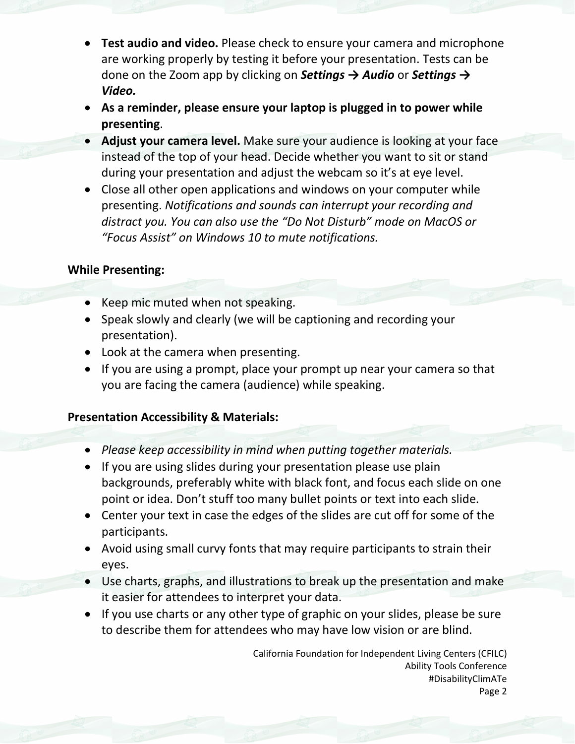- **Test audio and video.** Please check to ensure your camera and microphone are working properly by testing it before your presentation. Tests can be done on the Zoom app by clicking on ***Settings → Audio*** or ***Settings → Video.***
- **As a reminder, please ensure your laptop is plugged in to power while presenting**.
- **Adjust your camera level.** Make sure your audience is looking at your face instead of the top of your head. Decide whether you want to sit or stand during your presentation and adjust the webcam so it's at eye level.
- Close all other open applications and windows on your computer while presenting. *Notifications and sounds can interrupt your recording and distract you. You can also use the "Do Not Disturb" mode on MacOS or "Focus Assist" on Windows 10 to mute notifications.*

**While Presenting:**

- Keep mic muted when not speaking.
- Speak slowly and clearly (we will be captioning and recording your presentation).
- Look at the camera when presenting.
- If you are using a prompt, place your prompt up near your camera so that you are facing the camera (audience) while speaking.

**Presentation Accessibility & Materials:**

- *Please keep accessibility in mind when putting together materials.*
- If you are using slides during your presentation please use plain backgrounds, preferably white with black font, and focus each slide on one point or idea. Don't stuff too many bullet points or text into each slide.
- Center your text in case the edges of the slides are cut off for some of the participants.
- Avoid using small curvy fonts that may require participants to strain their eyes.
- Use charts, graphs, and illustrations to break up the presentation and make it easier for attendees to interpret your data.
- If you use charts or any other type of graphic on your slides, please be sure to describe them for attendees who may have low vision or are blind.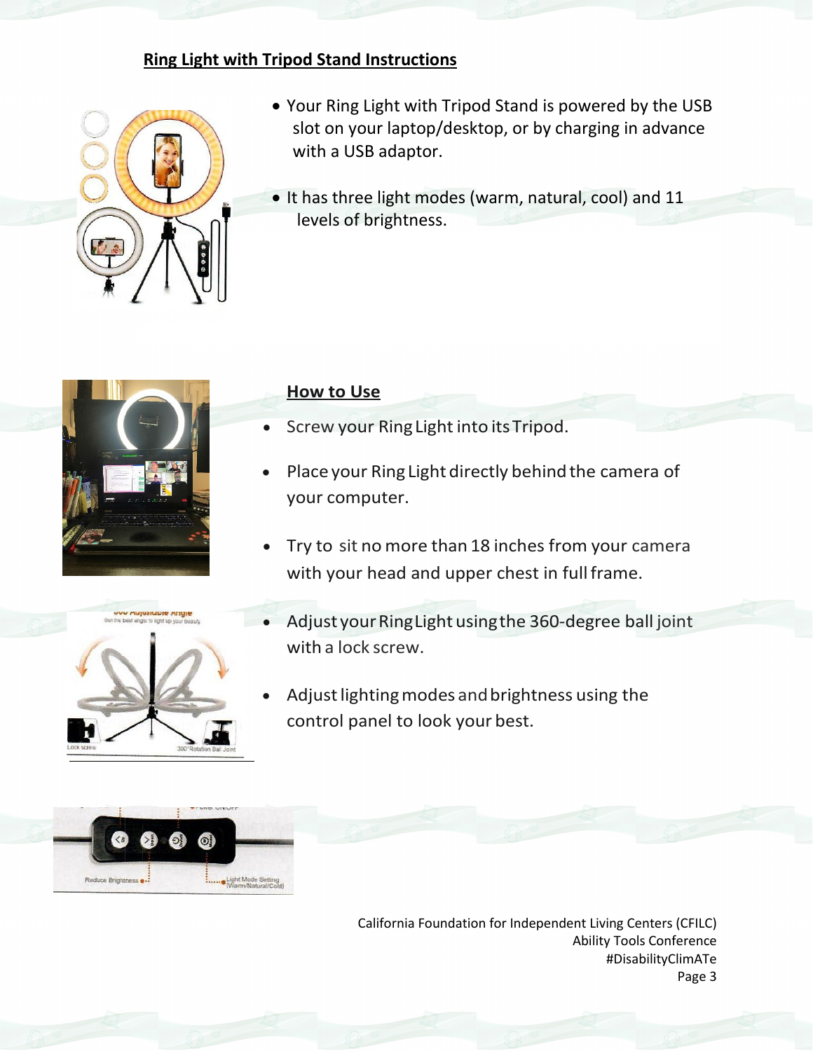## Ring Light with Tripod Stand Instructions

- Your Ring Light with Tripod Stand is powered by the USB slot on your laptop/desktop, or by charging in advance with a USB adaptor.
- It has three light modes (warm, natural, cool) and 11 levels of brightness.

### How to Use

- Screw your Ring Light into its Tripod.
- Place your Ring Light directly behind the camera of your computer.
- Try to sit no more than 18 inches from your camera with your head and upper chest in full frame.
- Adjust your Ring Light using the 360-degree ball joint with a lock screw.
- Adjust lighting modes and brightness using the control panel to look your best.

California Foundation for Independent Living Centers (CFILC)
Ability Tools Conference
#DisabilityClimATe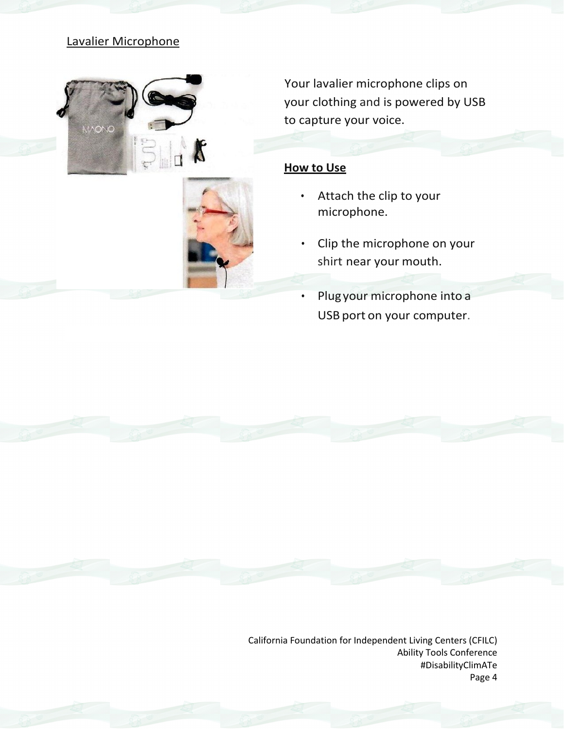## Lavalier Microphone

Your lavalier microphone clips on your clothing and is powered by USB to capture your voice.

**How to Use**

- Attach the clip to your microphone.
- Clip the microphone on your shirt near your mouth.
- Plug your microphone into a USB port on your computer.